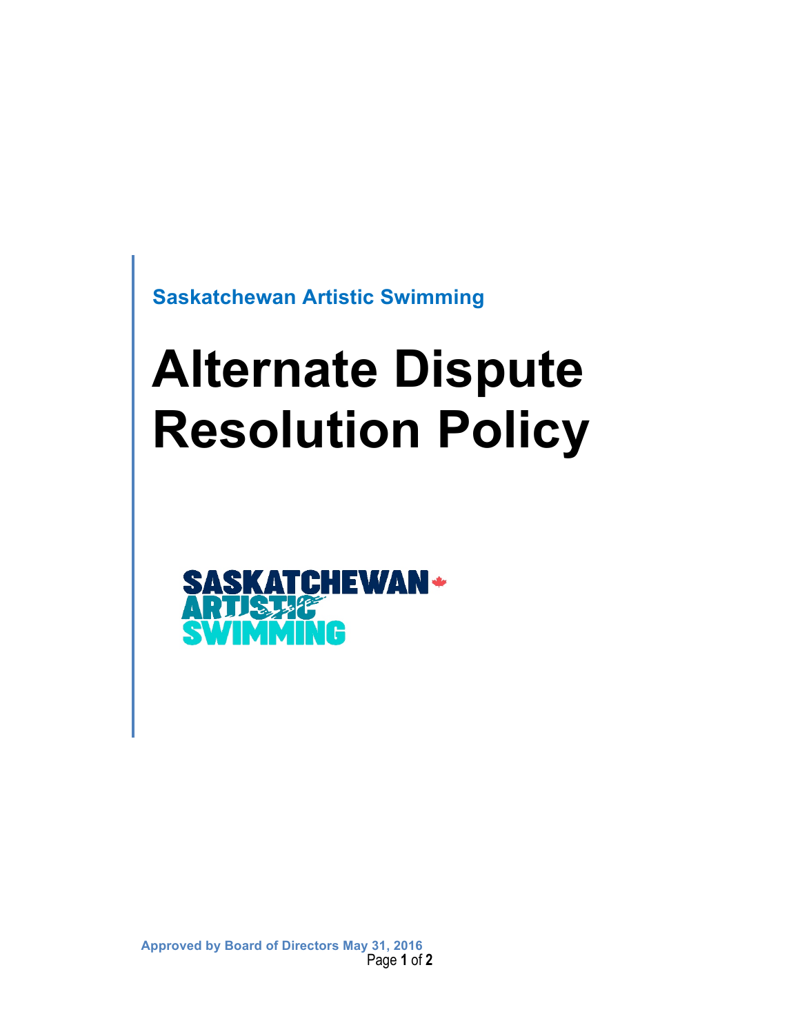Saskatchewan Artistic Swimming

# Alternate Dispute Resolution Policy

Approved by Board of Directors May 31, 2016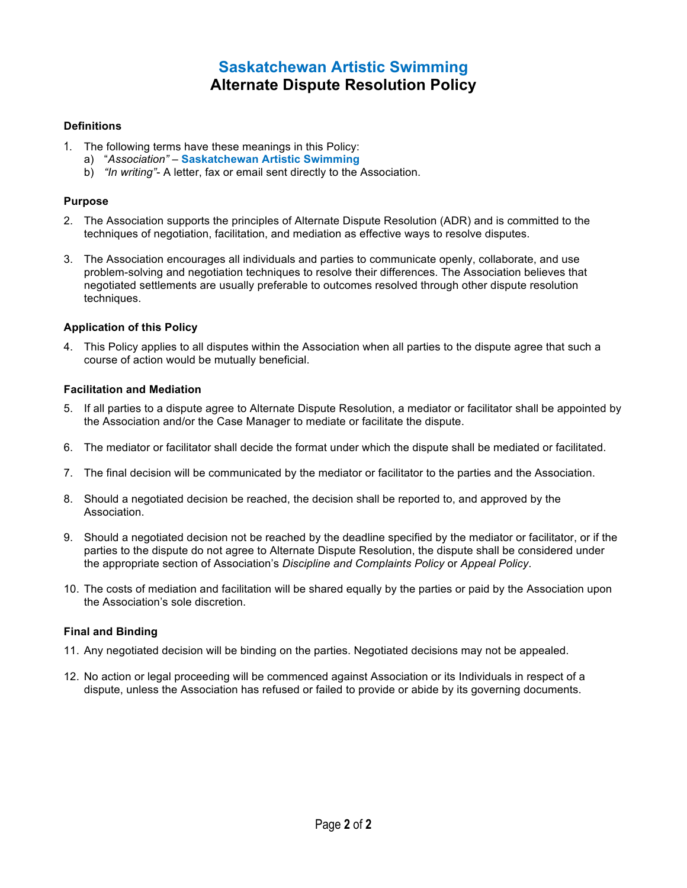# Saskatchewan Artistic Swimming
# Alternate Dispute Resolution Policy

**Definitions**

1. The following terms have these meanings in this Policy:
   a) "*Association"* – **Saskatchewan Artistic Swimming**
   b) *"In writing"*- A letter, fax or email sent directly to the Association.

**Purpose**

2. The Association supports the principles of Alternate Dispute Resolution (ADR) and is committed to the techniques of negotiation, facilitation, and mediation as effective ways to resolve disputes.

3. The Association encourages all individuals and parties to communicate openly, collaborate, and use problem-solving and negotiation techniques to resolve their differences. The Association believes that negotiated settlements are usually preferable to outcomes resolved through other dispute resolution techniques.

**Application of this Policy**

4. This Policy applies to all disputes within the Association when all parties to the dispute agree that such a course of action would be mutually beneficial.

**Facilitation and Mediation**

5. If all parties to a dispute agree to Alternate Dispute Resolution, a mediator or facilitator shall be appointed by the Association and/or the Case Manager to mediate or facilitate the dispute.

6. The mediator or facilitator shall decide the format under which the dispute shall be mediated or facilitated.

7. The final decision will be communicated by the mediator or facilitator to the parties and the Association.

8. Should a negotiated decision be reached, the decision shall be reported to, and approved by the Association.

9. Should a negotiated decision not be reached by the deadline specified by the mediator or facilitator, or if the parties to the dispute do not agree to Alternate Dispute Resolution, the dispute shall be considered under the appropriate section of Association's *Discipline and Complaints Policy* or *Appeal Policy*.

10. The costs of mediation and facilitation will be shared equally by the parties or paid by the Association upon the Association's sole discretion.

**Final and Binding**

11. Any negotiated decision will be binding on the parties. Negotiated decisions may not be appealed.

12. No action or legal proceeding will be commenced against Association or its Individuals in respect of a dispute, unless the Association has refused or failed to provide or abide by its governing documents.